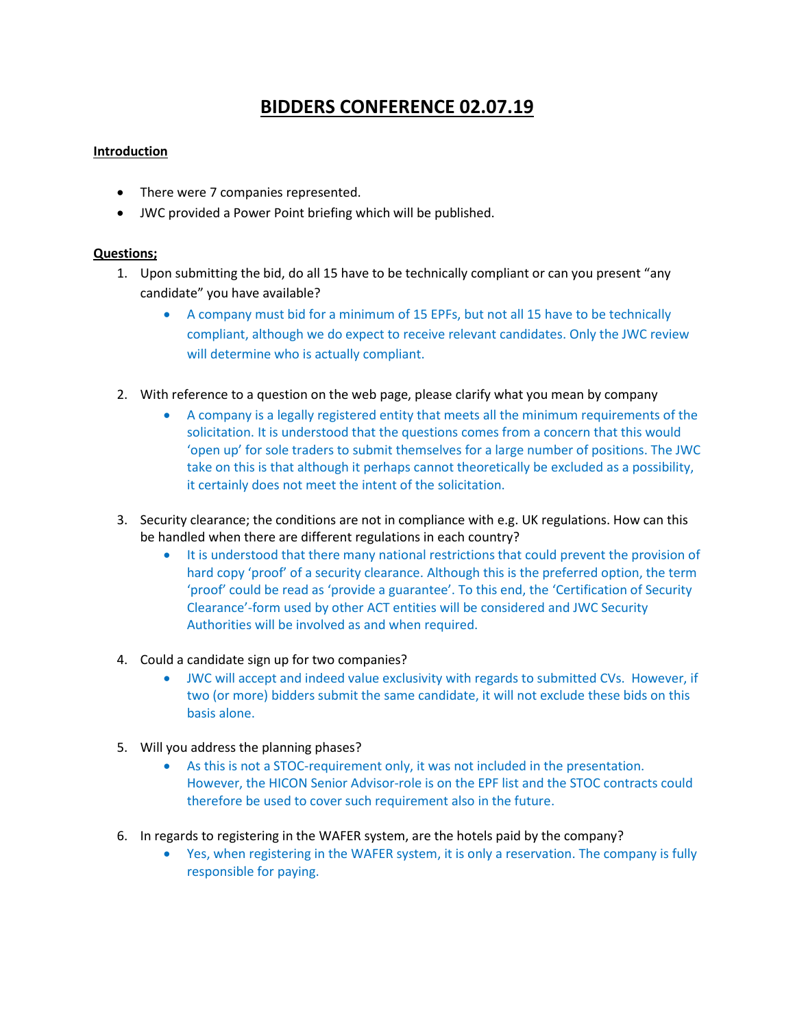# BIDDERS CONFERENCE 02.07.19

**Introduction**

- There were 7 companies represented.
- JWC provided a Power Point briefing which will be published.

**Questions;**

1. Upon submitting the bid, do all 15 have to be technically compliant or can you present "any candidate" you have available?
   - A company must bid for a minimum of 15 EPFs, but not all 15 have to be technically compliant, although we do expect to receive relevant candidates. Only the JWC review will determine who is actually compliant.

2. With reference to a question on the web page, please clarify what you mean by company
   - A company is a legally registered entity that meets all the minimum requirements of the solicitation. It is understood that the questions comes from a concern that this would 'open up' for sole traders to submit themselves for a large number of positions. The JWC take on this is that although it perhaps cannot theoretically be excluded as a possibility, it certainly does not meet the intent of the solicitation.

3. Security clearance; the conditions are not in compliance with e.g. UK regulations. How can this be handled when there are different regulations in each country?
   - It is understood that there many national restrictions that could prevent the provision of hard copy 'proof' of a security clearance. Although this is the preferred option, the term 'proof' could be read as 'provide a guarantee'. To this end, the 'Certification of Security Clearance'-form used by other ACT entities will be considered and JWC Security Authorities will be involved as and when required.

4. Could a candidate sign up for two companies?
   - JWC will accept and indeed value exclusivity with regards to submitted CVs. However, if two (or more) bidders submit the same candidate, it will not exclude these bids on this basis alone.

5. Will you address the planning phases?
   - As this is not a STOC-requirement only, it was not included in the presentation. However, the HICON Senior Advisor-role is on the EPF list and the STOC contracts could therefore be used to cover such requirement also in the future.

6. In regards to registering in the WAFER system, are the hotels paid by the company?
   - Yes, when registering in the WAFER system, it is only a reservation. The company is fully responsible for paying.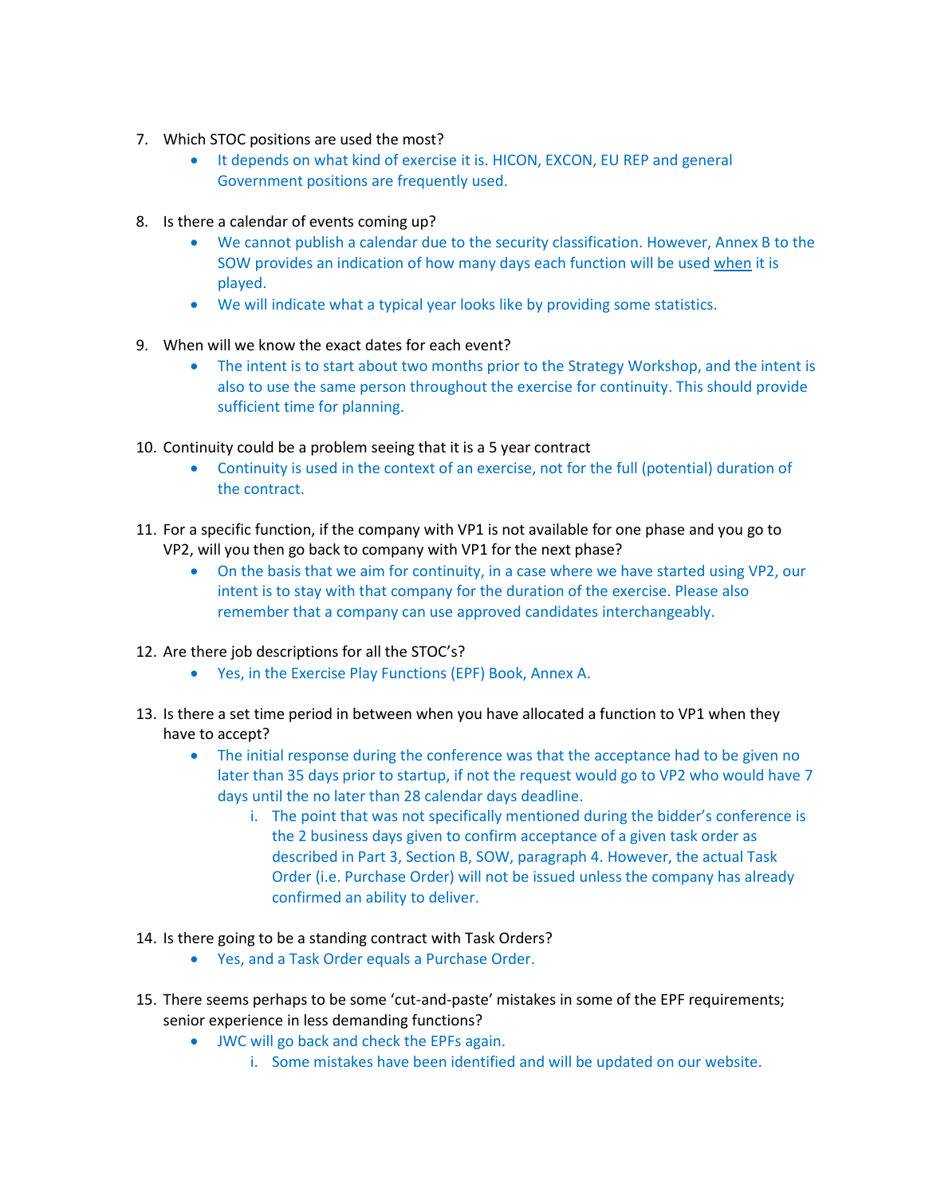7. Which STOC positions are used the most?
    - It depends on what kind of exercise it is. HICON, EXCON, EU REP and general Government positions are frequently used.

8. Is there a calendar of events coming up?
    - We cannot publish a calendar due to the security classification. However, Annex B to the SOW provides an indication of how many days each function will be used <u>when</u> it is played.
    - We will indicate what a typical year looks like by providing some statistics.

9. When will we know the exact dates for each event?
    - The intent is to start about two months prior to the Strategy Workshop, and the intent is also to use the same person throughout the exercise for continuity. This should provide sufficient time for planning.

10. Continuity could be a problem seeing that it is a 5 year contract
    - Continuity is used in the context of an exercise, not for the full (potential) duration of the contract.

11. For a specific function, if the company with VP1 is not available for one phase and you go to VP2, will you then go back to company with VP1 for the next phase?
    - On the basis that we aim for continuity, in a case where we have started using VP2, our intent is to stay with that company for the duration of the exercise. Please also remember that a company can use approved candidates interchangeably.

12. Are there job descriptions for all the STOC's?
    - Yes, in the Exercise Play Functions (EPF) Book, Annex A.

13. Is there a set time period in between when you have allocated a function to VP1 when they have to accept?
    - The initial response during the conference was that the acceptance had to be given no later than 35 days prior to startup, if not the request would go to VP2 who would have 7 days until the no later than 28 calendar days deadline.
        i. The point that was not specifically mentioned during the bidder's conference is the 2 business days given to confirm acceptance of a given task order as described in Part 3, Section B, SOW, paragraph 4. However, the actual Task Order (i.e. Purchase Order) will not be issued unless the company has already confirmed an ability to deliver.

14. Is there going to be a standing contract with Task Orders?
    - Yes, and a Task Order equals a Purchase Order.

15. There seems perhaps to be some 'cut-and-paste' mistakes in some of the EPF requirements; senior experience in less demanding functions?
    - JWC will go back and check the EPFs again.
        i. Some mistakes have been identified and will be updated on our website.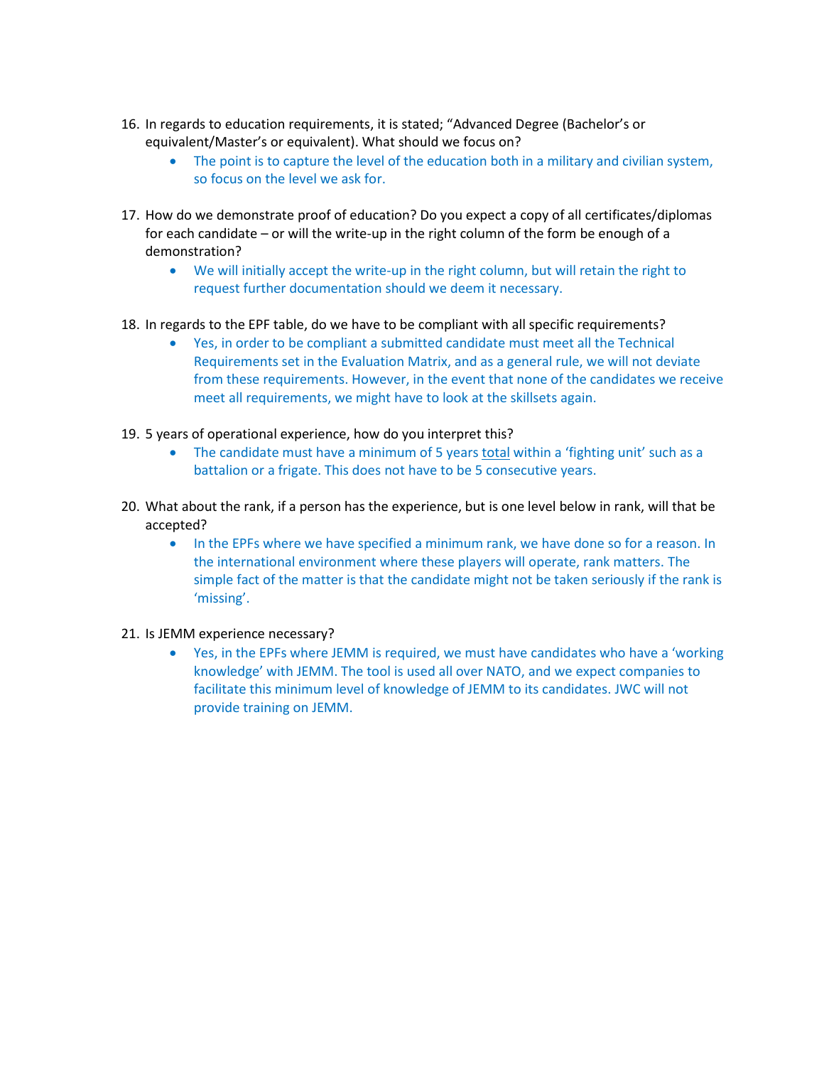16. In regards to education requirements, it is stated; "Advanced Degree (Bachelor's or equivalent/Master's or equivalent). What should we focus on?
    - The point is to capture the level of the education both in a military and civilian system, so focus on the level we ask for.

17. How do we demonstrate proof of education? Do you expect a copy of all certificates/diplomas for each candidate – or will the write-up in the right column of the form be enough of a demonstration?
    - We will initially accept the write-up in the right column, but will retain the right to request further documentation should we deem it necessary.

18. In regards to the EPF table, do we have to be compliant with all specific requirements?
    - Yes, in order to be compliant a submitted candidate must meet all the Technical Requirements set in the Evaluation Matrix, and as a general rule, we will not deviate from these requirements. However, in the event that none of the candidates we receive meet all requirements, we might have to look at the skillsets again.

19. 5 years of operational experience, how do you interpret this?
    - The candidate must have a minimum of 5 years <u>total</u> within a 'fighting unit' such as a battalion or a frigate. This does not have to be 5 consecutive years.

20. What about the rank, if a person has the experience, but is one level below in rank, will that be accepted?
    - In the EPFs where we have specified a minimum rank, we have done so for a reason. In the international environment where these players will operate, rank matters. The simple fact of the matter is that the candidate might not be taken seriously if the rank is 'missing'.

21. Is JEMM experience necessary?
    - Yes, in the EPFs where JEMM is required, we must have candidates who have a 'working knowledge' with JEMM. The tool is used all over NATO, and we expect companies to facilitate this minimum level of knowledge of JEMM to its candidates. JWC will not provide training on JEMM.